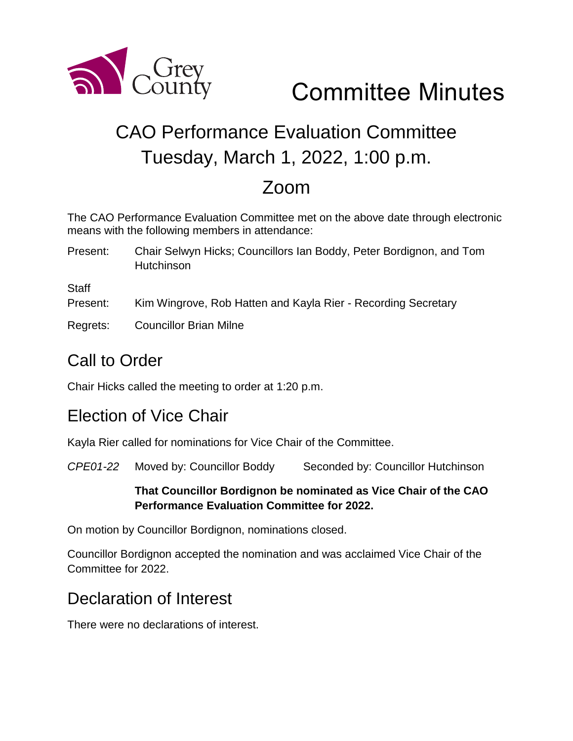Grey County

# Committee Minutes

## CAO Performance Evaluation Committee
## Tuesday, March 1, 2022, 1:00 p.m.
## Zoom

The CAO Performance Evaluation Committee met on the above date through electronic means with the following members in attendance:

Present: Chair Selwyn Hicks; Councillors Ian Boddy, Peter Bordignon, and Tom Hutchinson

Staff Present: Kim Wingrove, Rob Hatten and Kayla Rier - Recording Secretary

Regrets: Councillor Brian Milne

## Call to Order

Chair Hicks called the meeting to order at 1:20 p.m.

## Election of Vice Chair

Kayla Rier called for nominations for Vice Chair of the Committee.

*CPE01-22* Moved by: Councillor Boddy Seconded by: Councillor Hutchinson

**That Councillor Bordignon be nominated as Vice Chair of the CAO Performance Evaluation Committee for 2022.**

On motion by Councillor Bordignon, nominations closed.

Councillor Bordignon accepted the nomination and was acclaimed Vice Chair of the Committee for 2022.

## Declaration of Interest

There were no declarations of interest.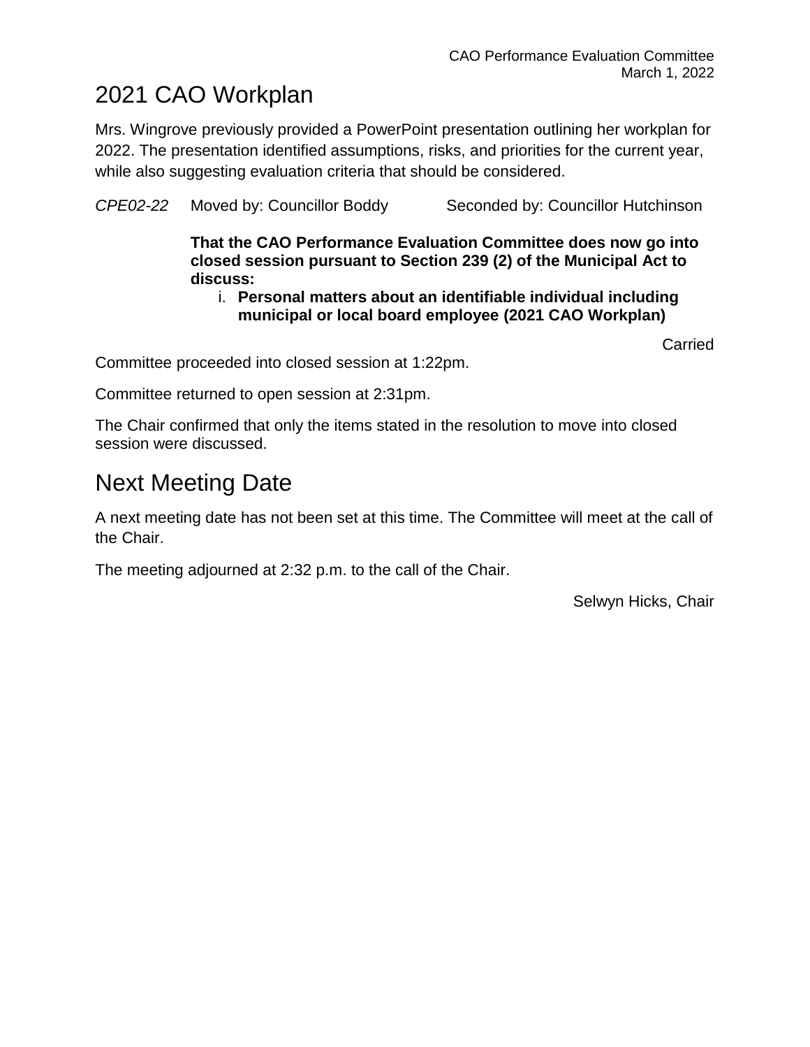## 2021 CAO Workplan

Mrs. Wingrove previously provided a PowerPoint presentation outlining her workplan for 2022. The presentation identified assumptions, risks, and priorities for the current year, while also suggesting evaluation criteria that should be considered.

*CPE02-22* Moved by: Councillor Boddy Seconded by: Councillor Hutchinson

**That the CAO Performance Evaluation Committee does now go into closed session pursuant to Section 239 (2) of the Municipal Act to discuss:**

i. **Personal matters about an identifiable individual including municipal or local board employee (2021 CAO Workplan)**

Carried

Committee proceeded into closed session at 1:22pm.

Committee returned to open session at 2:31pm.

The Chair confirmed that only the items stated in the resolution to move into closed session were discussed.

## Next Meeting Date

A next meeting date has not been set at this time. The Committee will meet at the call of the Chair.

The meeting adjourned at 2:32 p.m. to the call of the Chair.

Selwyn Hicks, Chair